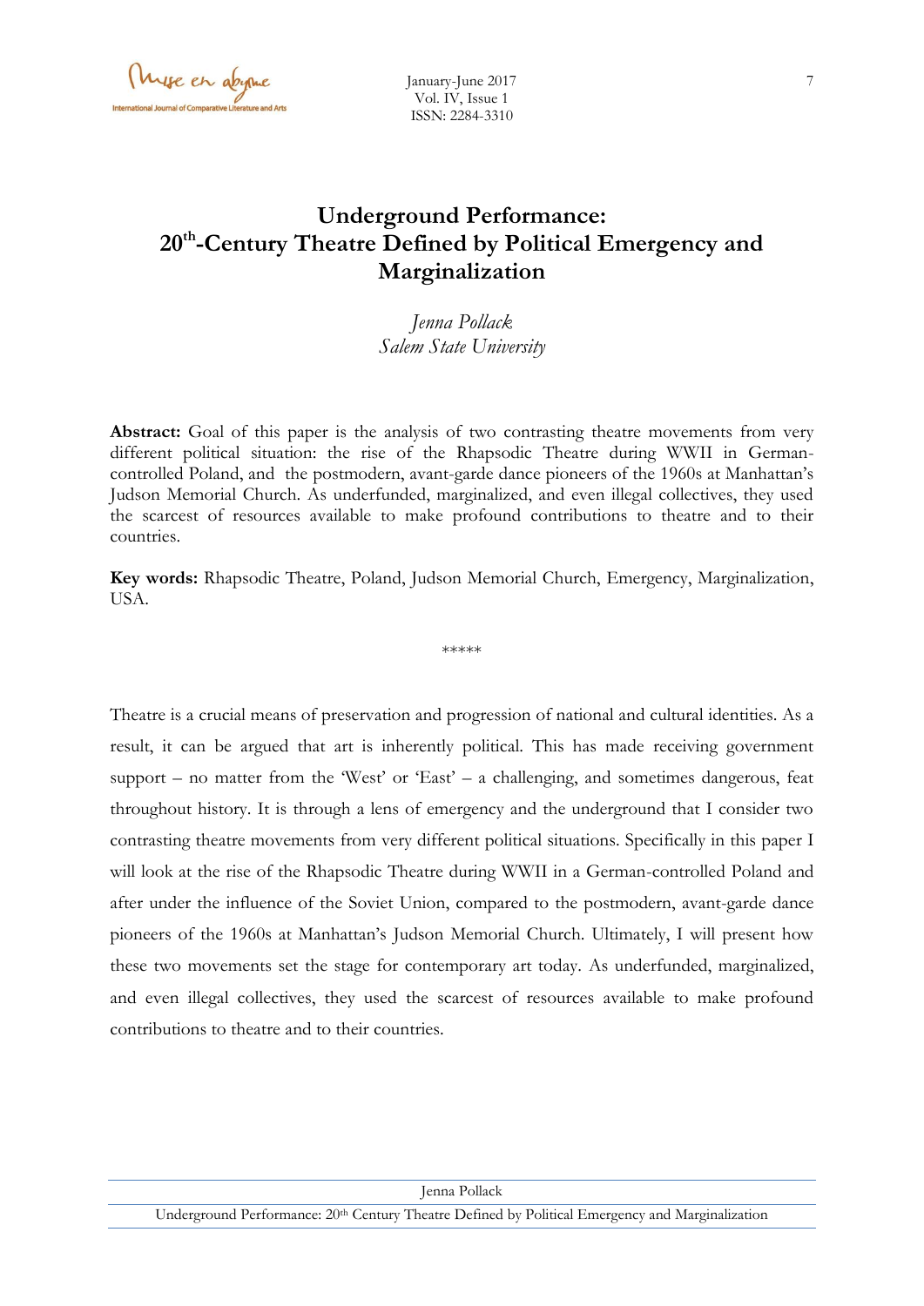# Underground Performance: 20th-Century Theatre Defined by Political Emergency and Marginalization

*Jenna Pollack*
*Salem State University*

**Abstract:** Goal of this paper is the analysis of two contrasting theatre movements from very different political situation: the rise of the Rhapsodic Theatre during WWII in German-controlled Poland, and the postmodern, avant-garde dance pioneers of the 1960s at Manhattan's Judson Memorial Church. As underfunded, marginalized, and even illegal collectives, they used the scarcest of resources available to make profound contributions to theatre and to their countries.

**Key words:** Rhapsodic Theatre, Poland, Judson Memorial Church, Emergency, Marginalization, USA.

*****

Theatre is a crucial means of preservation and progression of national and cultural identities. As a result, it can be argued that art is inherently political. This has made receiving government support – no matter from the 'West' or 'East' – a challenging, and sometimes dangerous, feat throughout history. It is through a lens of emergency and the underground that I consider two contrasting theatre movements from very different political situations. Specifically in this paper I will look at the rise of the Rhapsodic Theatre during WWII in a German-controlled Poland and after under the influence of the Soviet Union, compared to the postmodern, avant-garde dance pioneers of the 1960s at Manhattan's Judson Memorial Church. Ultimately, I will present how these two movements set the stage for contemporary art today. As underfunded, marginalized, and even illegal collectives, they used the scarcest of resources available to make profound contributions to theatre and to their countries.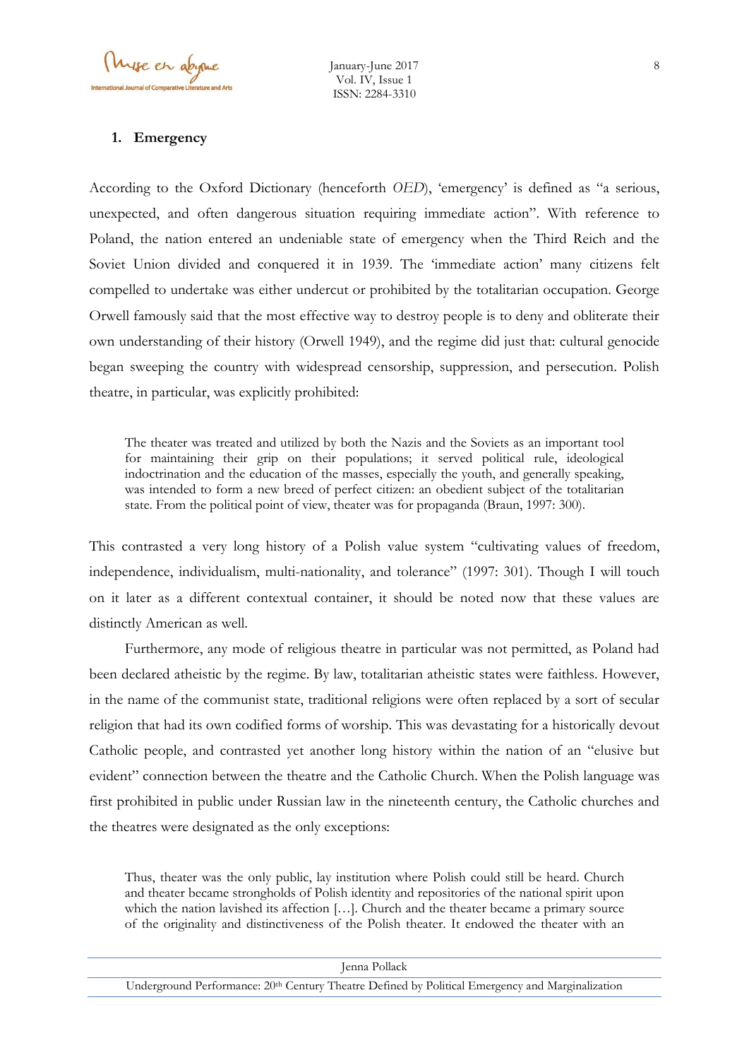## 1. Emergency

According to the Oxford Dictionary (henceforth *OED*), 'emergency' is defined as "a serious, unexpected, and often dangerous situation requiring immediate action". With reference to Poland, the nation entered an undeniable state of emergency when the Third Reich and the Soviet Union divided and conquered it in 1939. The 'immediate action' many citizens felt compelled to undertake was either undercut or prohibited by the totalitarian occupation. George Orwell famously said that the most effective way to destroy people is to deny and obliterate their own understanding of their history (Orwell 1949), and the regime did just that: cultural genocide began sweeping the country with widespread censorship, suppression, and persecution. Polish theatre, in particular, was explicitly prohibited:

> The theater was treated and utilized by both the Nazis and the Soviets as an important tool for maintaining their grip on their populations; it served political rule, ideological indoctrination and the education of the masses, especially the youth, and generally speaking, was intended to form a new breed of perfect citizen: an obedient subject of the totalitarian state. From the political point of view, theater was for propaganda (Braun, 1997: 300).

This contrasted a very long history of a Polish value system "cultivating values of freedom, independence, individualism, multi-nationality, and tolerance" (1997: 301). Though I will touch on it later as a different contextual container, it should be noted now that these values are distinctly American as well.

Furthermore, any mode of religious theatre in particular was not permitted, as Poland had been declared atheistic by the regime. By law, totalitarian atheistic states were faithless. However, in the name of the communist state, traditional religions were often replaced by a sort of secular religion that had its own codified forms of worship. This was devastating for a historically devout Catholic people, and contrasted yet another long history within the nation of an "elusive but evident" connection between the theatre and the Catholic Church. When the Polish language was first prohibited in public under Russian law in the nineteenth century, the Catholic churches and the theatres were designated as the only exceptions:

> Thus, theater was the only public, lay institution where Polish could still be heard. Church and theater became strongholds of Polish identity and repositories of the national spirit upon which the nation lavished its affection […]. Church and the theater became a primary source of the originality and distinctiveness of the Polish theater. It endowed the theater with an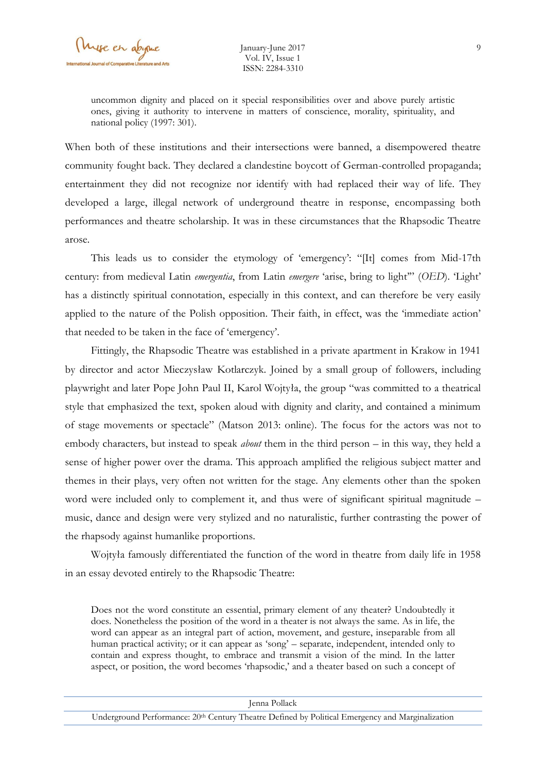> uncommon dignity and placed on it special responsibilities over and above purely artistic ones, giving it authority to intervene in matters of conscience, morality, spirituality, and national policy (1997: 301).

When both of these institutions and their intersections were banned, a disempowered theatre community fought back. They declared a clandestine boycott of German-controlled propaganda; entertainment they did not recognize nor identify with had replaced their way of life. They developed a large, illegal network of underground theatre in response, encompassing both performances and theatre scholarship. It was in these circumstances that the Rhapsodic Theatre arose.

This leads us to consider the etymology of 'emergency': "[It] comes from Mid-17th century: from medieval Latin *emergentia*, from Latin *emergere* 'arise, bring to light'" (*OED*). 'Light' has a distinctly spiritual connotation, especially in this context, and can therefore be very easily applied to the nature of the Polish opposition. Their faith, in effect, was the 'immediate action' that needed to be taken in the face of 'emergency'.

Fittingly, the Rhapsodic Theatre was established in a private apartment in Krakow in 1941 by director and actor Mieczysław Kotlarczyk. Joined by a small group of followers, including playwright and later Pope John Paul II, Karol Wojtyła, the group "was committed to a theatrical style that emphasized the text, spoken aloud with dignity and clarity, and contained a minimum of stage movements or spectacle" (Matson 2013: online). The focus for the actors was not to embody characters, but instead to speak *about* them in the third person – in this way, they held a sense of higher power over the drama. This approach amplified the religious subject matter and themes in their plays, very often not written for the stage. Any elements other than the spoken word were included only to complement it, and thus were of significant spiritual magnitude – music, dance and design were very stylized and no naturalistic, further contrasting the power of the rhapsody against humanlike proportions.

Wojtyła famously differentiated the function of the word in theatre from daily life in 1958 in an essay devoted entirely to the Rhapsodic Theatre:

> Does not the word constitute an essential, primary element of any theater? Undoubtedly it does. Nonetheless the position of the word in a theater is not always the same. As in life, the word can appear as an integral part of action, movement, and gesture, inseparable from all human practical activity; or it can appear as 'song' – separate, independent, intended only to contain and express thought, to embrace and transmit a vision of the mind. In the latter aspect, or position, the word becomes 'rhapsodic,' and a theater based on such a concept of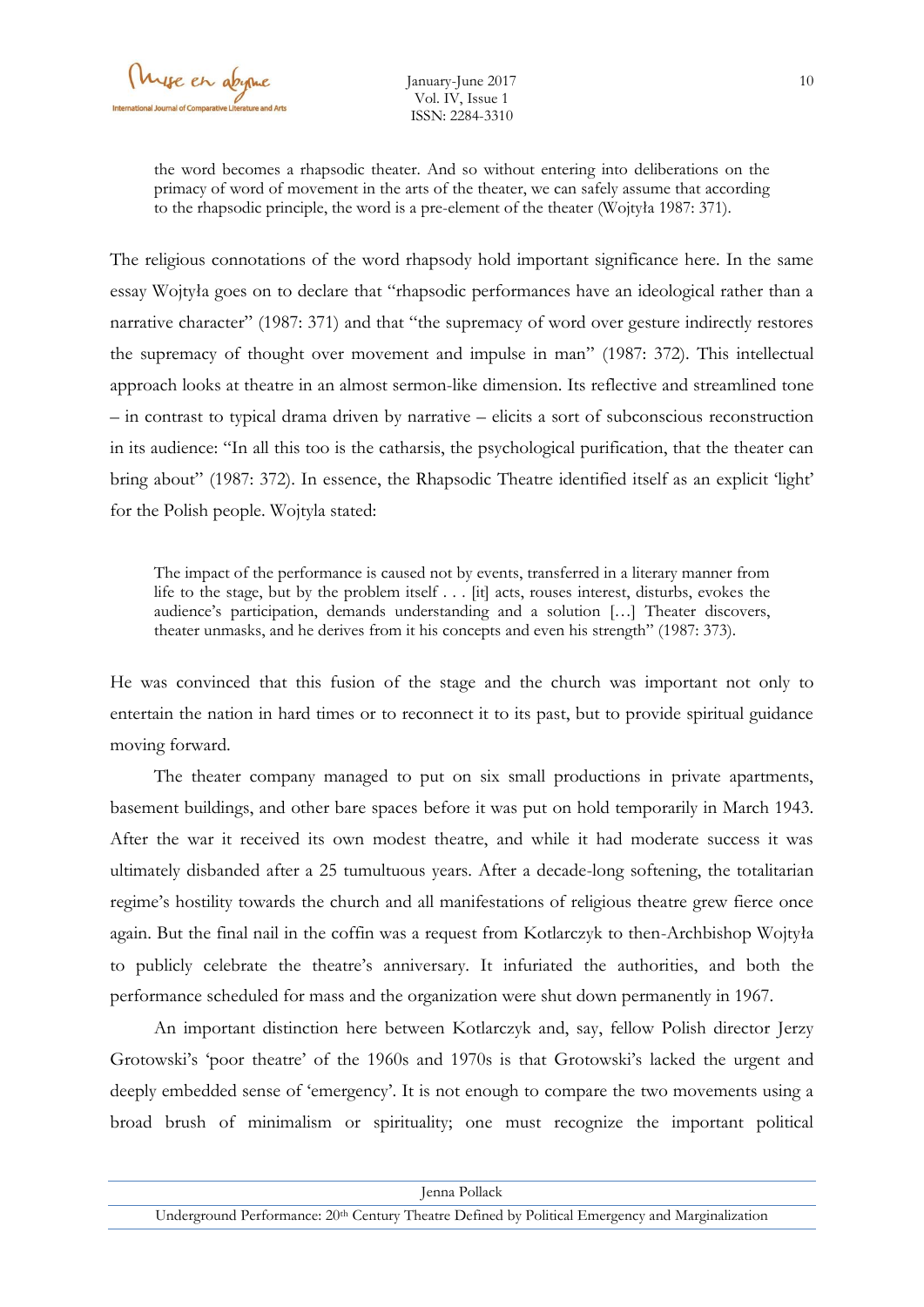> the word becomes a rhapsodic theater. And so without entering into deliberations on the primacy of word of movement in the arts of the theater, we can safely assume that according to the rhapsodic principle, the word is a pre-element of the theater (Wojtyła 1987: 371).

The religious connotations of the word rhapsody hold important significance here. In the same essay Wojtyła goes on to declare that "rhapsodic performances have an ideological rather than a narrative character" (1987: 371) and that "the supremacy of word over gesture indirectly restores the supremacy of thought over movement and impulse in man" (1987: 372). This intellectual approach looks at theatre in an almost sermon-like dimension. Its reflective and streamlined tone – in contrast to typical drama driven by narrative – elicits a sort of subconscious reconstruction in its audience: "In all this too is the catharsis, the psychological purification, that the theater can bring about" (1987: 372). In essence, the Rhapsodic Theatre identified itself as an explicit 'light' for the Polish people. Wojtyla stated:

> The impact of the performance is caused not by events, transferred in a literary manner from life to the stage, but by the problem itself . . . [it] acts, rouses interest, disturbs, evokes the audience's participation, demands understanding and a solution […] Theater discovers, theater unmasks, and he derives from it his concepts and even his strength" (1987: 373).

He was convinced that this fusion of the stage and the church was important not only to entertain the nation in hard times or to reconnect it to its past, but to provide spiritual guidance moving forward.

The theater company managed to put on six small productions in private apartments, basement buildings, and other bare spaces before it was put on hold temporarily in March 1943. After the war it received its own modest theatre, and while it had moderate success it was ultimately disbanded after a 25 tumultuous years. After a decade-long softening, the totalitarian regime's hostility towards the church and all manifestations of religious theatre grew fierce once again. But the final nail in the coffin was a request from Kotlarczyk to then-Archbishop Wojtyła to publicly celebrate the theatre's anniversary. It infuriated the authorities, and both the performance scheduled for mass and the organization were shut down permanently in 1967.

An important distinction here between Kotlarczyk and, say, fellow Polish director Jerzy Grotowski's 'poor theatre' of the 1960s and 1970s is that Grotowski's lacked the urgent and deeply embedded sense of 'emergency'. It is not enough to compare the two movements using a broad brush of minimalism or spirituality; one must recognize the important political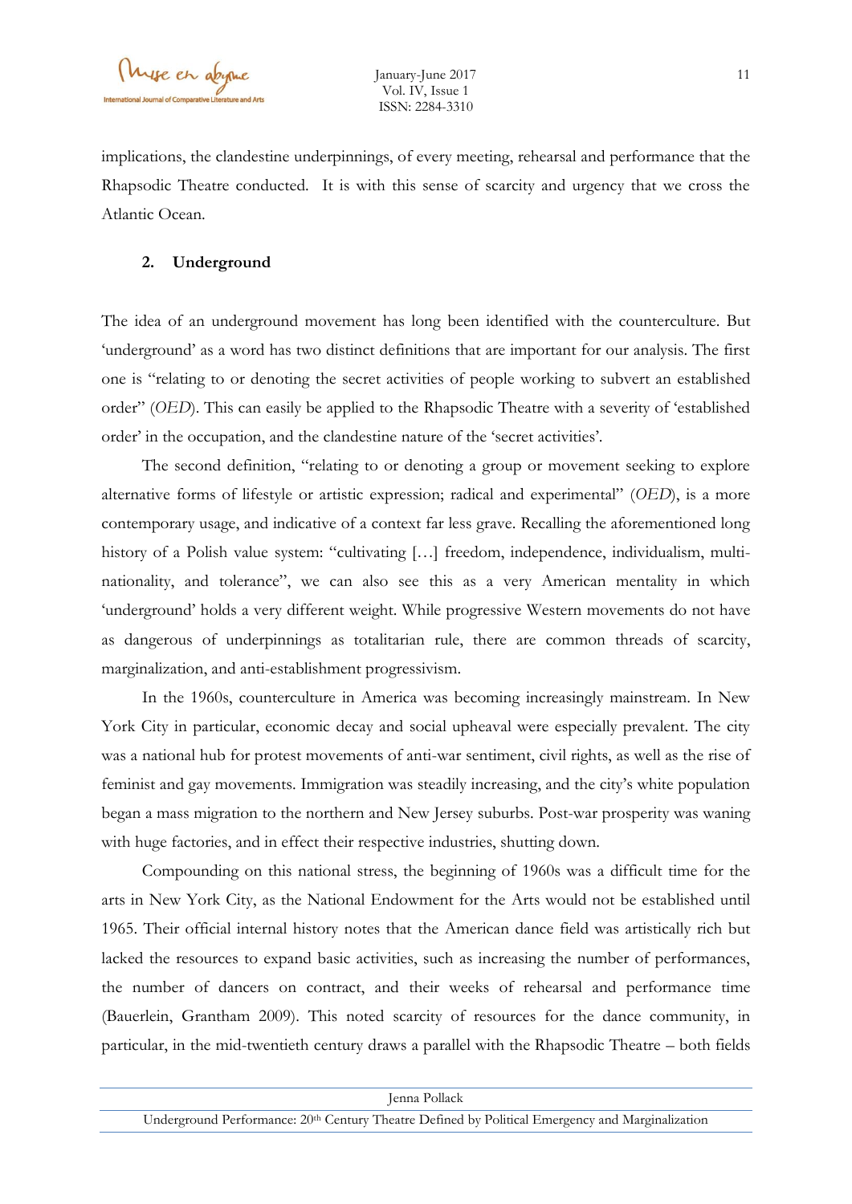implications, the clandestine underpinnings, of every meeting, rehearsal and performance that the Rhapsodic Theatre conducted. It is with this sense of scarcity and urgency that we cross the Atlantic Ocean.

## 2. Underground

The idea of an underground movement has long been identified with the counterculture. But 'underground' as a word has two distinct definitions that are important for our analysis. The first one is "relating to or denoting the secret activities of people working to subvert an established order" (*OED*). This can easily be applied to the Rhapsodic Theatre with a severity of 'established order' in the occupation, and the clandestine nature of the 'secret activities'.

The second definition, "relating to or denoting a group or movement seeking to explore alternative forms of lifestyle or artistic expression; radical and experimental" (*OED*), is a more contemporary usage, and indicative of a context far less grave. Recalling the aforementioned long history of a Polish value system: "cultivating […] freedom, independence, individualism, multi-nationality, and tolerance", we can also see this as a very American mentality in which 'underground' holds a very different weight. While progressive Western movements do not have as dangerous of underpinnings as totalitarian rule, there are common threads of scarcity, marginalization, and anti-establishment progressivism.

In the 1960s, counterculture in America was becoming increasingly mainstream. In New York City in particular, economic decay and social upheaval were especially prevalent. The city was a national hub for protest movements of anti-war sentiment, civil rights, as well as the rise of feminist and gay movements. Immigration was steadily increasing, and the city's white population began a mass migration to the northern and New Jersey suburbs. Post-war prosperity was waning with huge factories, and in effect their respective industries, shutting down.

Compounding on this national stress, the beginning of 1960s was a difficult time for the arts in New York City, as the National Endowment for the Arts would not be established until 1965. Their official internal history notes that the American dance field was artistically rich but lacked the resources to expand basic activities, such as increasing the number of performances, the number of dancers on contract, and their weeks of rehearsal and performance time (Bauerlein, Grantham 2009). This noted scarcity of resources for the dance community, in particular, in the mid-twentieth century draws a parallel with the Rhapsodic Theatre – both fields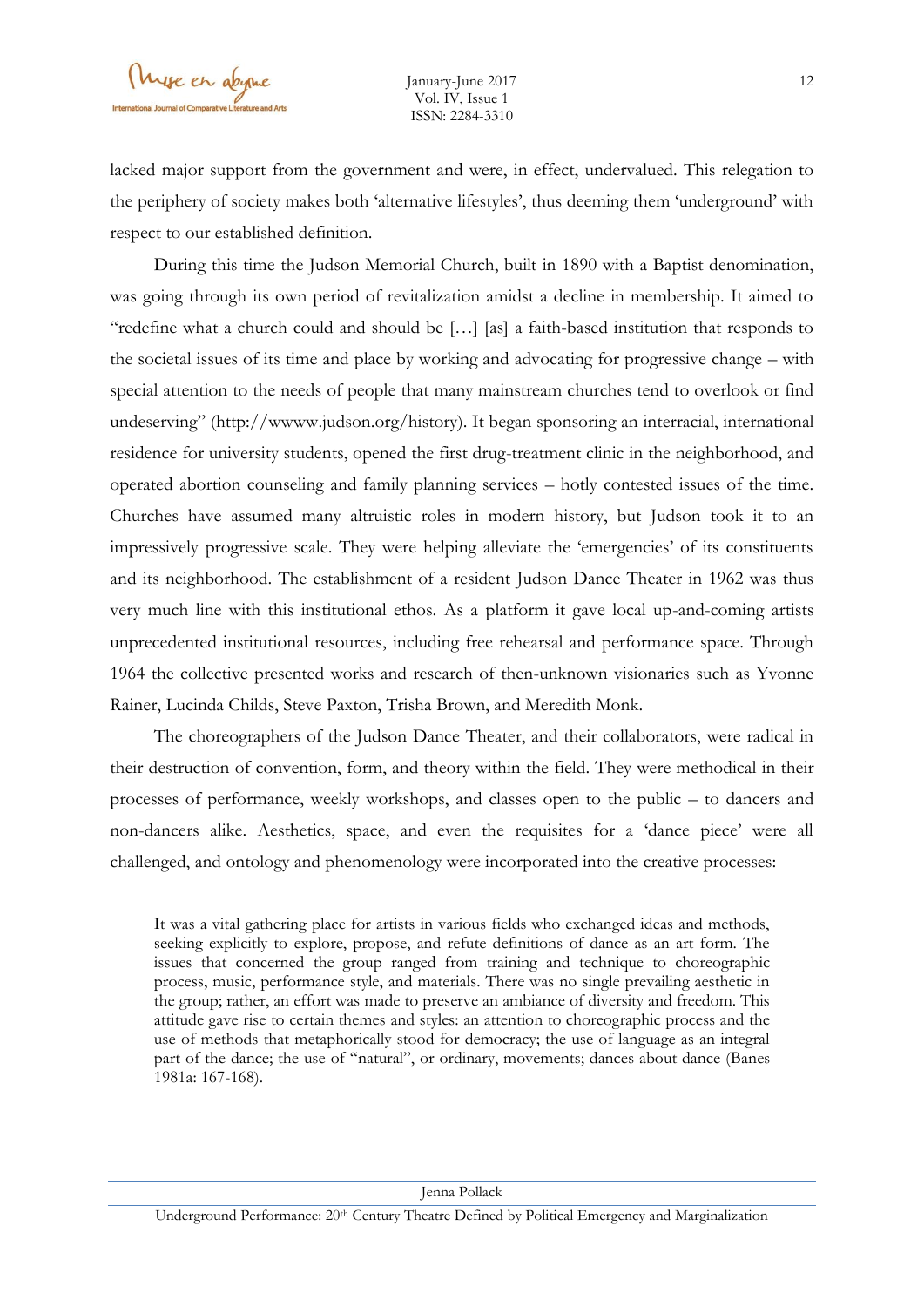lacked major support from the government and were, in effect, undervalued. This relegation to the periphery of society makes both 'alternative lifestyles', thus deeming them 'underground' with respect to our established definition.

During this time the Judson Memorial Church, built in 1890 with a Baptist denomination, was going through its own period of revitalization amidst a decline in membership. It aimed to "redefine what a church could and should be […] [as] a faith-based institution that responds to the societal issues of its time and place by working and advocating for progressive change – with special attention to the needs of people that many mainstream churches tend to overlook or find undeserving" (http://wwww.judson.org/history). It began sponsoring an interracial, international residence for university students, opened the first drug-treatment clinic in the neighborhood, and operated abortion counseling and family planning services – hotly contested issues of the time. Churches have assumed many altruistic roles in modern history, but Judson took it to an impressively progressive scale. They were helping alleviate the 'emergencies' of its constituents and its neighborhood. The establishment of a resident Judson Dance Theater in 1962 was thus very much line with this institutional ethos. As a platform it gave local up-and-coming artists unprecedented institutional resources, including free rehearsal and performance space. Through 1964 the collective presented works and research of then-unknown visionaries such as Yvonne Rainer, Lucinda Childs, Steve Paxton, Trisha Brown, and Meredith Monk.

The choreographers of the Judson Dance Theater, and their collaborators, were radical in their destruction of convention, form, and theory within the field. They were methodical in their processes of performance, weekly workshops, and classes open to the public – to dancers and non-dancers alike. Aesthetics, space, and even the requisites for a 'dance piece' were all challenged, and ontology and phenomenology were incorporated into the creative processes:

> It was a vital gathering place for artists in various fields who exchanged ideas and methods, seeking explicitly to explore, propose, and refute definitions of dance as an art form. The issues that concerned the group ranged from training and technique to choreographic process, music, performance style, and materials. There was no single prevailing aesthetic in the group; rather, an effort was made to preserve an ambiance of diversity and freedom. This attitude gave rise to certain themes and styles: an attention to choreographic process and the use of methods that metaphorically stood for democracy; the use of language as an integral part of the dance; the use of "natural", or ordinary, movements; dances about dance (Banes 1981a: 167-168).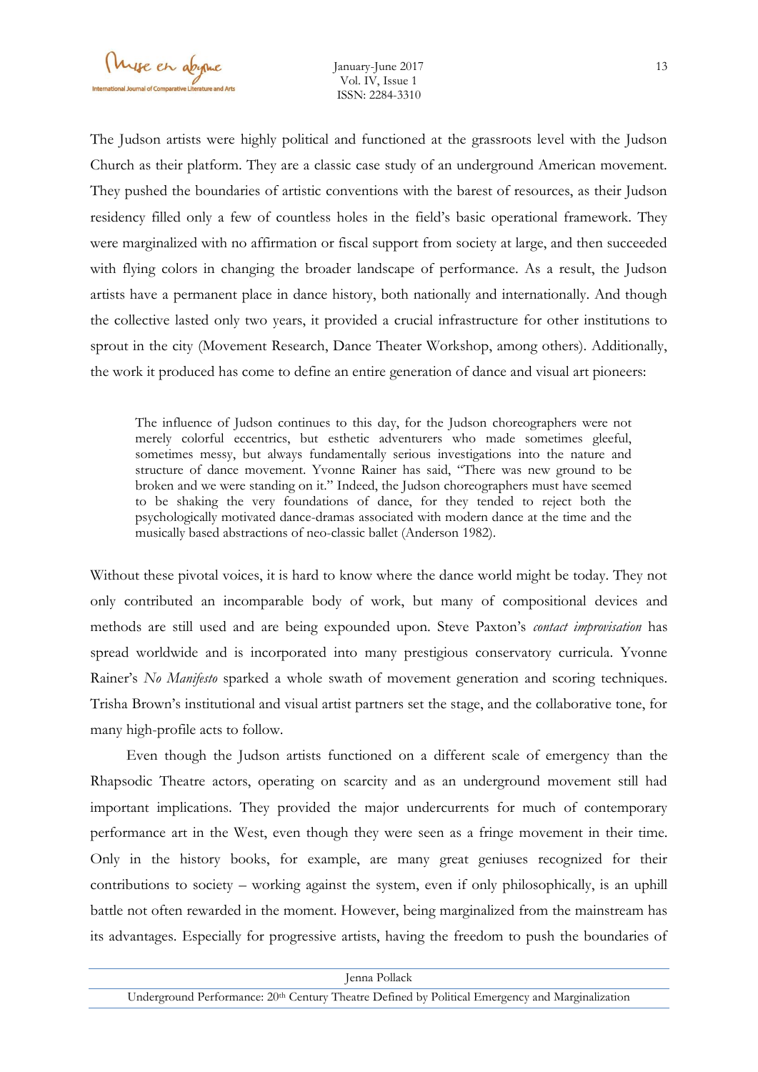The Judson artists were highly political and functioned at the grassroots level with the Judson Church as their platform. They are a classic case study of an underground American movement. They pushed the boundaries of artistic conventions with the barest of resources, as their Judson residency filled only a few of countless holes in the field's basic operational framework. They were marginalized with no affirmation or fiscal support from society at large, and then succeeded with flying colors in changing the broader landscape of performance. As a result, the Judson artists have a permanent place in dance history, both nationally and internationally. And though the collective lasted only two years, it provided a crucial infrastructure for other institutions to sprout in the city (Movement Research, Dance Theater Workshop, among others). Additionally, the work it produced has come to define an entire generation of dance and visual art pioneers:

> The influence of Judson continues to this day, for the Judson choreographers were not merely colorful eccentrics, but esthetic adventurers who made sometimes gleeful, sometimes messy, but always fundamentally serious investigations into the nature and structure of dance movement. Yvonne Rainer has said, "There was new ground to be broken and we were standing on it." Indeed, the Judson choreographers must have seemed to be shaking the very foundations of dance, for they tended to reject both the psychologically motivated dance-dramas associated with modern dance at the time and the musically based abstractions of neo-classic ballet (Anderson 1982).

Without these pivotal voices, it is hard to know where the dance world might be today. They not only contributed an incomparable body of work, but many of compositional devices and methods are still used and are being expounded upon. Steve Paxton's *contact improvisation* has spread worldwide and is incorporated into many prestigious conservatory curricula. Yvonne Rainer's *No Manifesto* sparked a whole swath of movement generation and scoring techniques. Trisha Brown's institutional and visual artist partners set the stage, and the collaborative tone, for many high-profile acts to follow.

Even though the Judson artists functioned on a different scale of emergency than the Rhapsodic Theatre actors, operating on scarcity and as an underground movement still had important implications. They provided the major undercurrents for much of contemporary performance art in the West, even though they were seen as a fringe movement in their time. Only in the history books, for example, are many great geniuses recognized for their contributions to society – working against the system, even if only philosophically, is an uphill battle not often rewarded in the moment. However, being marginalized from the mainstream has its advantages. Especially for progressive artists, having the freedom to push the boundaries of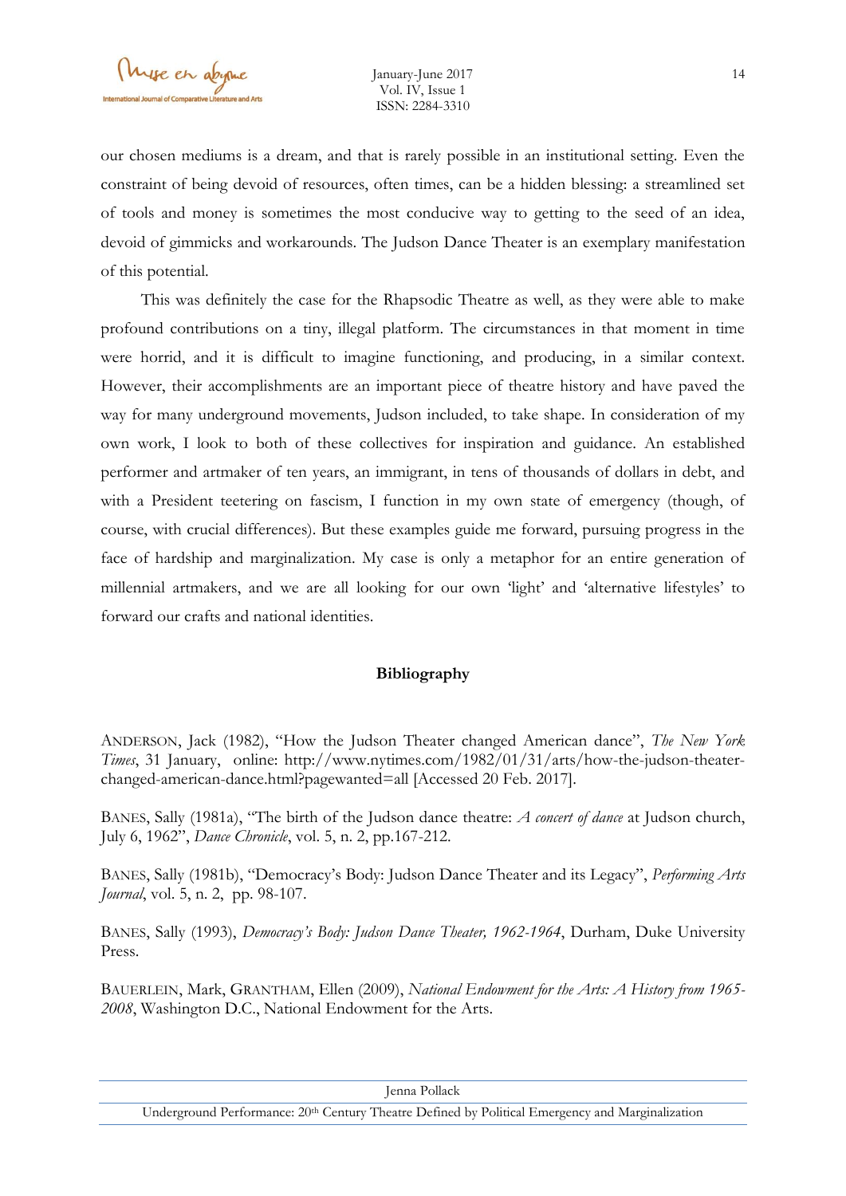our chosen mediums is a dream, and that is rarely possible in an institutional setting. Even the constraint of being devoid of resources, often times, can be a hidden blessing: a streamlined set of tools and money is sometimes the most conducive way to getting to the seed of an idea, devoid of gimmicks and workarounds. The Judson Dance Theater is an exemplary manifestation of this potential.

This was definitely the case for the Rhapsodic Theatre as well, as they were able to make profound contributions on a tiny, illegal platform. The circumstances in that moment in time were horrid, and it is difficult to imagine functioning, and producing, in a similar context. However, their accomplishments are an important piece of theatre history and have paved the way for many underground movements, Judson included, to take shape. In consideration of my own work, I look to both of these collectives for inspiration and guidance. An established performer and artmaker of ten years, an immigrant, in tens of thousands of dollars in debt, and with a President teetering on fascism, I function in my own state of emergency (though, of course, with crucial differences). But these examples guide me forward, pursuing progress in the face of hardship and marginalization. My case is only a metaphor for an entire generation of millennial artmakers, and we are all looking for our own 'light' and 'alternative lifestyles' to forward our crafts and national identities.

**Bibliography**

ANDERSON, Jack (1982), "How the Judson Theater changed American dance", *The New York Times*, 31 January, online: http://www.nytimes.com/1982/01/31/arts/how-the-judson-theater-changed-american-dance.html?pagewanted=all [Accessed 20 Feb. 2017].

BANES, Sally (1981a), "The birth of the Judson dance theatre: *A concert of dance* at Judson church, July 6, 1962", *Dance Chronicle*, vol. 5, n. 2, pp.167-212.

BANES, Sally (1981b), "Democracy's Body: Judson Dance Theater and its Legacy", *Performing Arts Journal*, vol. 5, n. 2, pp. 98-107.

BANES, Sally (1993), *Democracy's Body: Judson Dance Theater, 1962-1964*, Durham, Duke University Press.

BAUERLEIN, Mark, GRANTHAM, Ellen (2009), *National Endowment for the Arts: A History from 1965-2008*, Washington D.C., National Endowment for the Arts.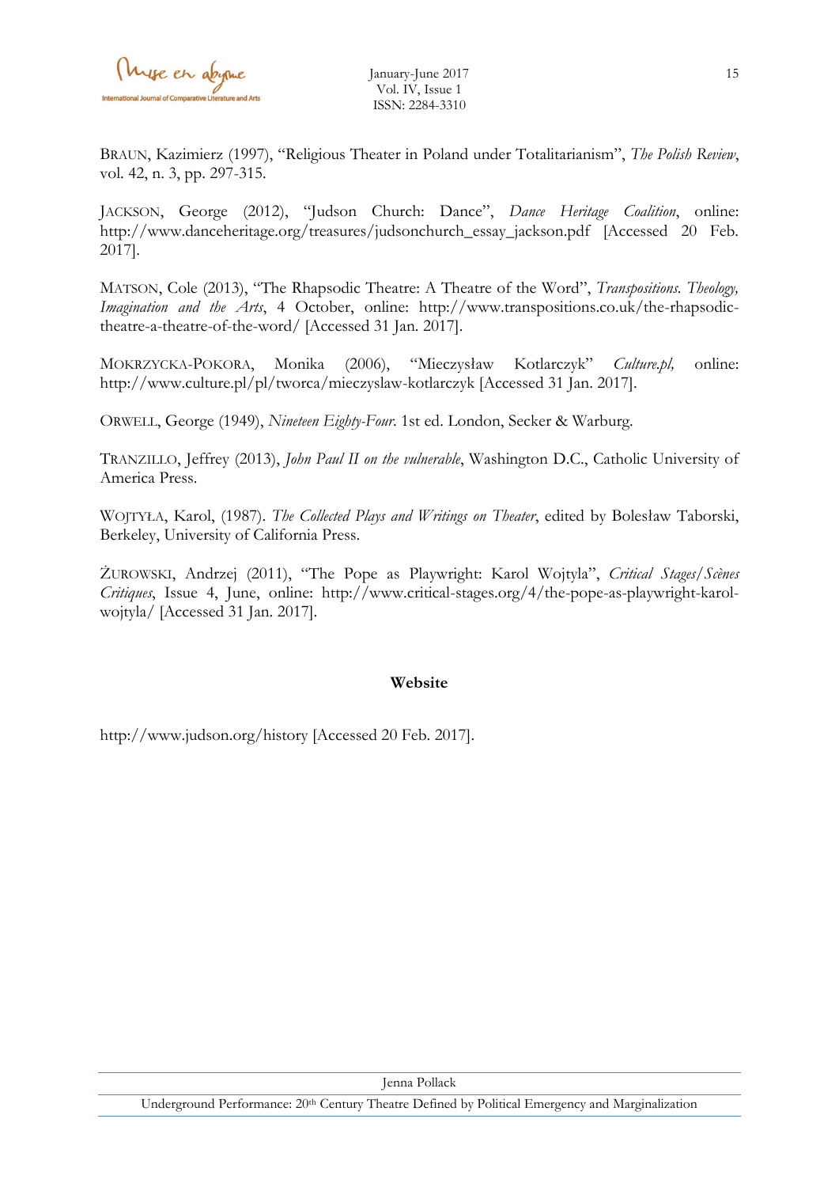BRAUN, Kazimierz (1997), "Religious Theater in Poland under Totalitarianism", *The Polish Review*, vol. 42, n. 3, pp. 297-315.

JACKSON, George (2012), "Judson Church: Dance", *Dance Heritage Coalition*, online: http://www.danceheritage.org/treasures/judsonchurch_essay_jackson.pdf [Accessed 20 Feb. 2017].

MATSON, Cole (2013), "The Rhapsodic Theatre: A Theatre of the Word", *Transpositions. Theology, Imagination and the Arts*, 4 October, online: http://www.transpositions.co.uk/the-rhapsodic-theatre-a-theatre-of-the-word/ [Accessed 31 Jan. 2017].

MOKRZYCKA-POKORA, Monika (2006), "Mieczysław Kotlarczyk" *Culture.pl,* online: http://www.culture.pl/pl/tworca/mieczyslaw-kotlarczyk [Accessed 31 Jan. 2017].

ORWELL, George (1949), *Nineteen Eighty-Four*. 1st ed. London, Secker & Warburg.

TRANZILLO, Jeffrey (2013), *John Paul II on the vulnerable*, Washington D.C., Catholic University of America Press.

WOJTYŁA, Karol, (1987). *The Collected Plays and Writings on Theater*, edited by Bolesław Taborski, Berkeley, University of California Press.

ŻUROWSKI, Andrzej (2011), "The Pope as Playwright: Karol Wojtyla", *Critical Stages/Scènes Critiques*, Issue 4, June, online: http://www.critical-stages.org/4/the-pope-as-playwright-karol-wojtyla/ [Accessed 31 Jan. 2017].

## Website

http://www.judson.org/history [Accessed 20 Feb. 2017].